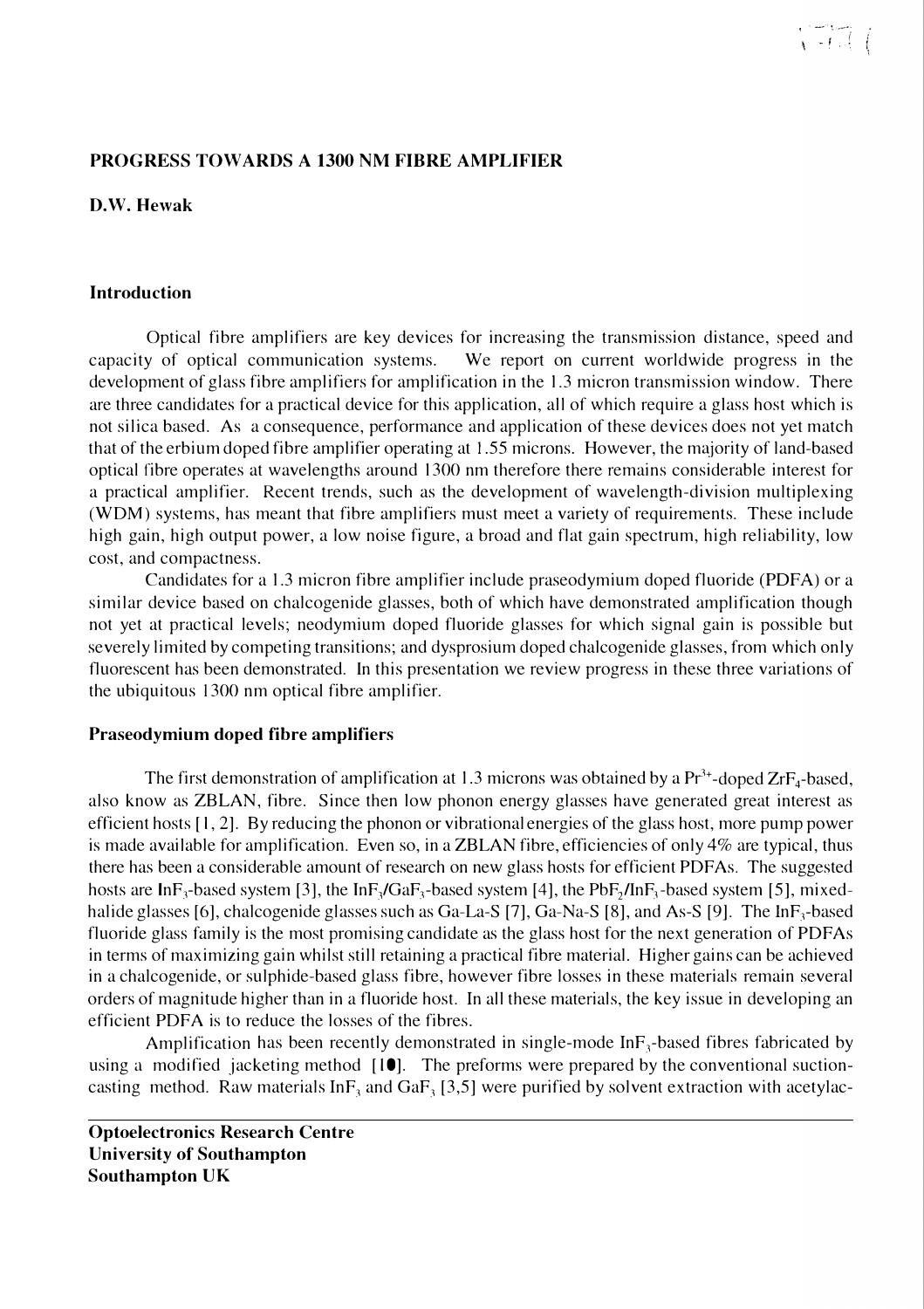## PROGRESS TOWARDS A 1300 NM FIBRE AMPLIFIER

**D.W. Hewak**

### Introduction

Optical fibre amplifiers are key devices for increasing the transmission distance, speed and capacity of optical communication systems. We report on current worldwide progress in the development of glass fibre amplifiers for amplification in the 1.3 micron transmission window. There are three candidates for a practical device for this application, all of which require a glass host which is not silica based. As a consequence, performance and application of these devices does not yet match that of the erbium doped fibre amplifier operating at 1.55 microns. However, the majority of land-based optical fibre operates at wavelengths around 1300 nm therefore there remains considerable interest for a practical amplifier. Recent trends, such as the development of wavelength-division multiplexing (WDM) systems, has meant that fibre amplifiers must meet a variety of requirements. These include high gain, high output power, a low noise figure, a broad and flat gain spectrum, high reliability, low cost, and compactness.

Candidates for a 1.3 micron fibre amplifier include praseodymium doped fluoride (PDFA) or a similar device based on chalcogenide glasses, both of which have demonstrated amplification though not yet at practical levels; neodymium doped fluoride glasses for which signal gain is possible but severely limited by competing transitions; and dysprosium doped chalcogenide glasses, from which only fluorescent has been demonstrated. In this presentation we review progress in these three variations of the ubiquitous 1300 nm optical fibre amplifier.

### Praseodymium doped fibre amplifiers

The first demonstration of amplification at 1.3 microns was obtained by a $Pr^{3+}$-doped $ZrF_4$-based, also know as ZBLAN, fibre. Since then low phonon energy glasses have generated great interest as efficient hosts [1, 2]. By reducing the phonon or vibrational energies of the glass host, more pump power is made available for amplification. Even so, in a ZBLAN fibre, efficiencies of only 4% are typical, thus there has been a considerable amount of research on new glass hosts for efficient PDFAs. The suggested hosts are $InF_3$-based system [3], the $InF_3$/$GaF_3$-based system [4], the $PbF_2$/$InF_3$-based system [5], mixed-halide glasses [6], chalcogenide glasses such as Ga-La-S [7], Ga-Na-S [8], and As-S [9]. The $InF_3$-based fluoride glass family is the most promising candidate as the glass host for the next generation of PDFAs in terms of maximizing gain whilst still retaining a practical fibre material. Higher gains can be achieved in a chalcogenide, or sulphide-based glass fibre, however fibre losses in these materials remain several orders of magnitude higher than in a fluoride host. In all these materials, the key issue in developing an efficient PDFA is to reduce the losses of the fibres.

Amplification has been recently demonstrated in single-mode $InF_3$-based fibres fabricated by using a modified jacketing method [10]. The preforms were prepared by the conventional suction-casting method. Raw materials $InF_3$ and $GaF_3$ [3,5] were purified by solvent extraction with acetylac-

**Optoelectronics Research Centre**
**University of Southampton**
**Southampton UK**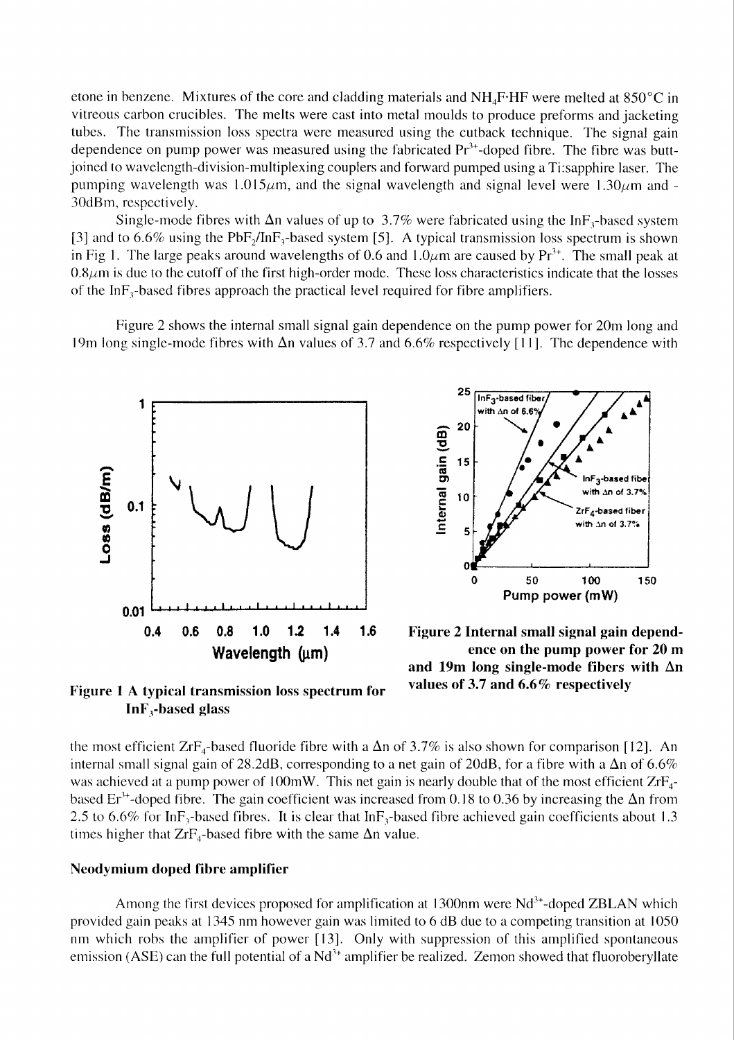etone in benzene. Mixtures of the core and cladding materials and $NH_4F{\cdot}HF$ were melted at 850°C in vitreous carbon crucibles. The melts were cast into metal moulds to produce preforms and jacketing tubes. The transmission loss spectra were measured using the cutback technique. The signal gain dependence on pump power was measured using the fabricated $Pr^{3+}$-doped fibre. The fibre was butt-joined to wavelength-division-multiplexing couplers and forward pumped using a Ti:sapphire laser. The pumping wavelength was 1.015$\mu$m, and the signal wavelength and signal level were 1.30$\mu$m and -30dBm, respectively.

Single-mode fibres with $\Delta n$ values of up to 3.7% were fabricated using the $InF_3$-based system [3] and to 6.6% using the $PbF_2/InF_3$-based system [5]. A typical transmission loss spectrum is shown in Fig 1. The large peaks around wavelengths of 0.6 and 1.0$\mu$m are caused by $Pr^{3+}$. The small peak at 0.8$\mu$m is due to the cutoff of the first high-order mode. These loss characteristics indicate that the losses of the $InF_3$-based fibres approach the practical level required for fibre amplifiers.

Figure 2 shows the internal small signal gain dependence on the pump power for 20m long and 19m long single-mode fibres with $\Delta n$ values of 3.7 and 6.6% respectively [11]. The dependence with

**Figure 1 A typical transmission loss spectrum for $InF_3$-based glass**

**Figure 2 Internal small signal gain dependence on the pump power for 20 m and 19m long single-mode fibers with $\Delta n$ values of 3.7 and 6.6% respectively**

the most efficient $ZrF_4$-based fluoride fibre with a $\Delta n$ of 3.7% is also shown for comparison [12]. An internal small signal gain of 28.2dB, corresponding to a net gain of 20dB, for a fibre with a $\Delta n$ of 6.6% was achieved at a pump power of 100mW. This net gain is nearly double that of the most efficient $ZrF_4$-based $Er^{3+}$-doped fibre. The gain coefficient was increased from 0.18 to 0.36 by increasing the $\Delta n$ from 2.5 to 6.6% for $InF_3$-based fibres. It is clear that $InF_3$-based fibre achieved gain coefficients about 1.3 times higher that $ZrF_4$-based fibre with the same $\Delta n$ value.

### Neodymium doped fibre amplifier

Among the first devices proposed for amplification at 1300nm were $Nd^{3+}$-doped ZBLAN which provided gain peaks at 1345 nm however gain was limited to 6 dB due to a competing transition at 1050 nm which robs the amplifier of power [13]. Only with suppression of this amplified spontaneous emission (ASE) can the full potential of a $Nd^{3+}$ amplifier be realized. Zemon showed that fluoroberyllate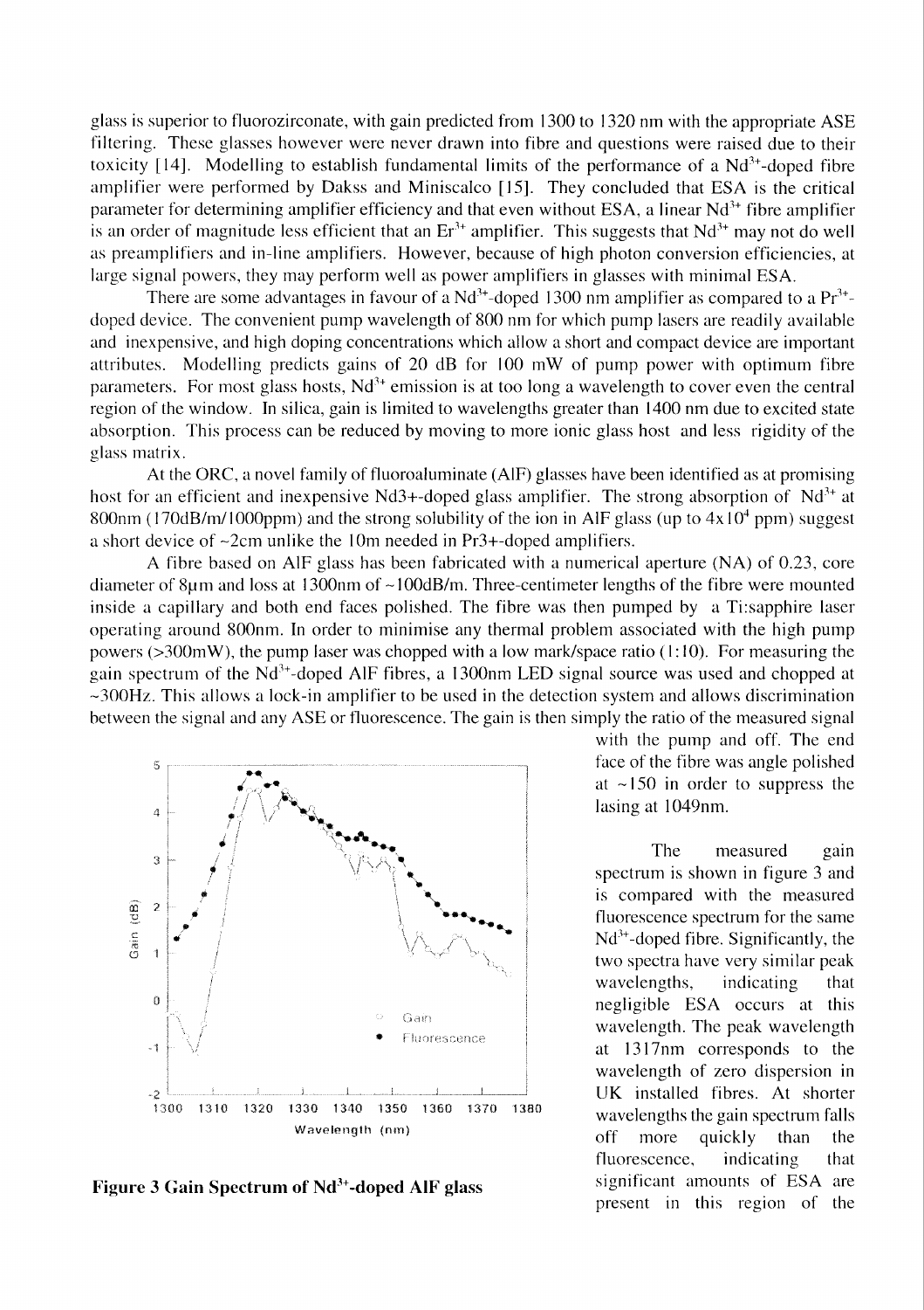glass is superior to fluorozirconate, with gain predicted from 1300 to 1320 nm with the appropriate ASE filtering. These glasses however were never drawn into fibre and questions were raised due to their toxicity [14]. Modelling to establish fundamental limits of the performance of a $Nd^{3+}$-doped fibre amplifier were performed by Dakss and Miniscalco [15]. They concluded that ESA is the critical parameter for determining amplifier efficiency and that even without ESA, a linear $Nd^{3+}$ fibre amplifier is an order of magnitude less efficient that an $Er^{3+}$ amplifier. This suggests that $Nd^{3+}$ may not do well as preamplifiers and in-line amplifiers. However, because of high photon conversion efficiencies, at large signal powers, they may perform well as power amplifiers in glasses with minimal ESA.

There are some advantages in favour of a $Nd^{3+}$-doped 1300 nm amplifier as compared to a $Pr^{3+}$-doped device. The convenient pump wavelength of 800 nm for which pump lasers are readily available and inexpensive, and high doping concentrations which allow a short and compact device are important attributes. Modelling predicts gains of 20 dB for 100 mW of pump power with optimum fibre parameters. For most glass hosts, $Nd^{3+}$ emission is at too long a wavelength to cover even the central region of the window. In silica, gain is limited to wavelengths greater than 1400 nm due to excited state absorption. This process can be reduced by moving to more ionic glass host and less rigidity of the glass matrix.

At the ORC, a novel family of fluoroaluminate (AlF) glasses have been identified as at promising host for an efficient and inexpensive Nd3+-doped glass amplifier. The strong absorption of $Nd^{3+}$ at 800nm (170dB/m/1000ppm) and the strong solubility of the ion in AlF glass (up to $4 \times 10^4$ ppm) suggest a short device of ~2cm unlike the 10m needed in Pr3+-doped amplifiers.

A fibre based on AlF glass has been fabricated with a numerical aperture (NA) of 0.23, core diameter of 8μm and loss at 1300nm of ~100dB/m. Three-centimeter lengths of the fibre were mounted inside a capillary and both end faces polished. The fibre was then pumped by a Ti:sapphire laser operating around 800nm. In order to minimise any thermal problem associated with the high pump powers (>300mW), the pump laser was chopped with a low mark/space ratio (1:10). For measuring the gain spectrum of the $Nd^{3+}$-doped AlF fibres, a 1300nm LED signal source was used and chopped at ~300Hz. This allows a lock-in amplifier to be used in the detection system and allows discrimination between the signal and any ASE or fluorescence. The gain is then simply the ratio of the measured signal with the pump and off. The end face of the fibre was angle polished at ~150 in order to suppress the lasing at 1049nm.

**Figure 3 Gain Spectrum of $Nd^{3+}$-doped AlF glass**

The measured gain spectrum is shown in figure 3 and is compared with the measured fluorescence spectrum for the same $Nd^{3+}$-doped fibre. Significantly, the two spectra have very similar peak wavelengths, indicating that negligible ESA occurs at this wavelength. The peak wavelength at 1317nm corresponds to the wavelength of zero dispersion in UK installed fibres. At shorter wavelengths the gain spectrum falls off more quickly than the fluorescence, indicating that significant amounts of ESA are present in this region of the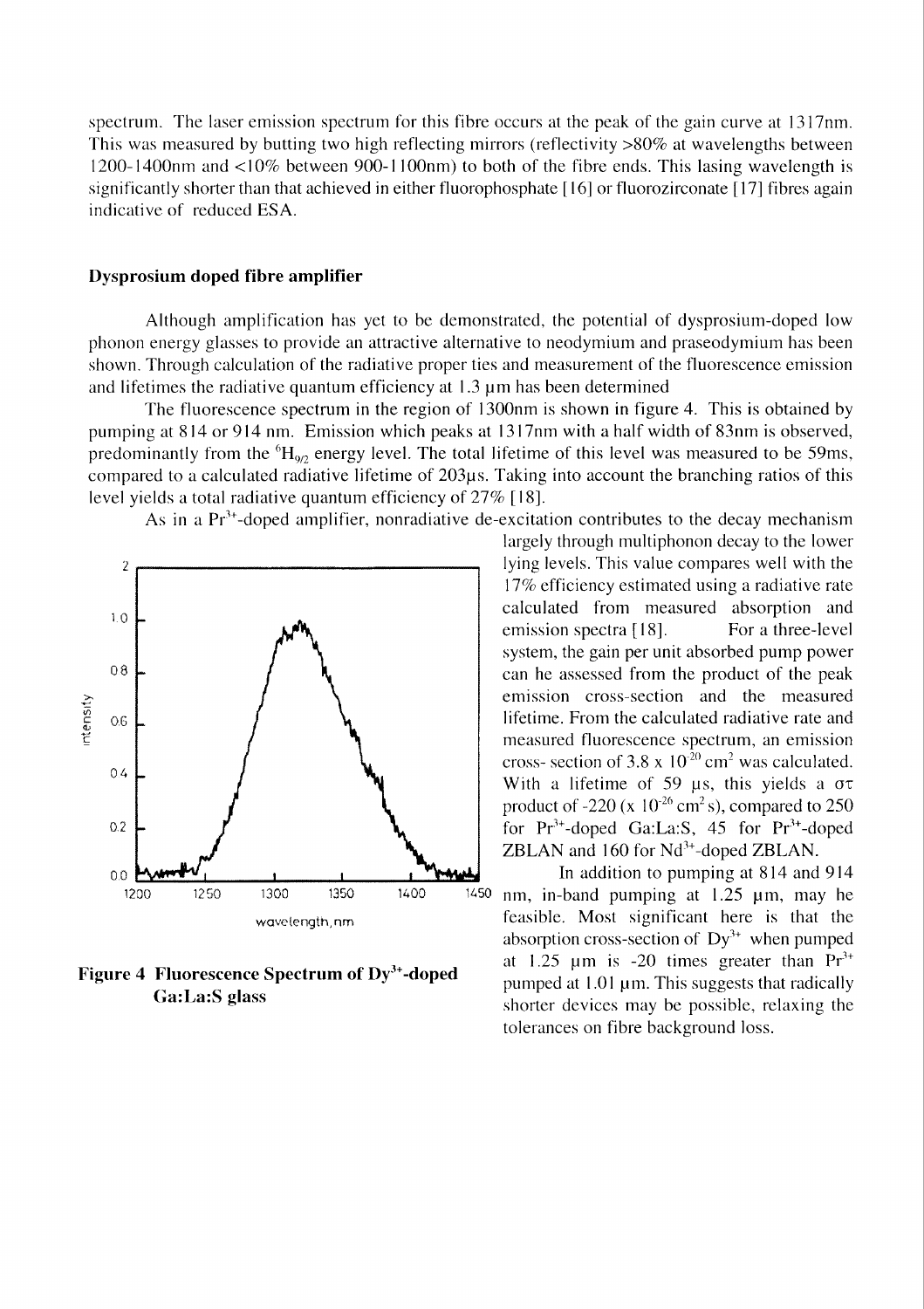spectrum. The laser emission spectrum for this fibre occurs at the peak of the gain curve at 1317nm. This was measured by butting two high reflecting mirrors (reflectivity >80% at wavelengths between 1200-1400nm and <10% between 900-1100nm) to both of the fibre ends. This lasing wavelength is significantly shorter than that achieved in either fluorophosphate [16] or fluorozirconate [17] fibres again indicative of reduced ESA.

### Dysprosium doped fibre amplifier

Although amplification has yet to be demonstrated, the potential of dysprosium-doped low phonon energy glasses to provide an attractive alternative to neodymium and praseodymium has been shown. Through calculation of the radiative proper ties and measurement of the fluorescence emission and lifetimes the radiative quantum efficiency at 1.3 μm has been determined

The fluorescence spectrum in the region of 1300nm is shown in figure 4. This is obtained by pumping at 814 or 914 nm. Emission which peaks at 1317nm with a half width of 83nm is observed, predominantly from the $^6H_{9/2}$ energy level. The total lifetime of this level was measured to be 59ms, compared to a calculated radiative lifetime of 203μs. Taking into account the branching ratios of this level yields a total radiative quantum efficiency of 27% [18].

As in a $Pr^{3+}$-doped amplifier, nonradiative de-excitation contributes to the decay mechanism largely through multiphonon decay to the lower lying levels. This value compares well with the 17% efficiency estimated using a radiative rate calculated from measured absorption and emission spectra [18]. For a three-level system, the gain per unit absorbed pump power can he assessed from the product of the peak emission cross-section and the measured lifetime. From the calculated radiative rate and measured fluorescence spectrum, an emission cross- section of $3.8 \times 10^{-20}$ cm$^2$ was calculated. With a lifetime of 59 μs, this yields a $\sigma\tau$ product of -220 ($\times 10^{-26}$ cm$^2$ s), compared to 250 for $Pr^{3+}$-doped Ga:La:S, 45 for $Pr^{3+}$-doped ZBLAN and 160 for $Nd^{3+}$-doped ZBLAN.

In addition to pumping at 814 and 914 nm, in-band pumping at 1.25 μm, may he feasible. Most significant here is that the absorption cross-section of $Dy^{3+}$ when pumped at 1.25 μm is -20 times greater than $Pr^{3+}$ pumped at 1.01 μm. This suggests that radically shorter devices may be possible, relaxing the tolerances on fibre background loss.

**Figure 4 Fluorescence Spectrum of $Dy^{3+}$-doped Ga:La:S glass**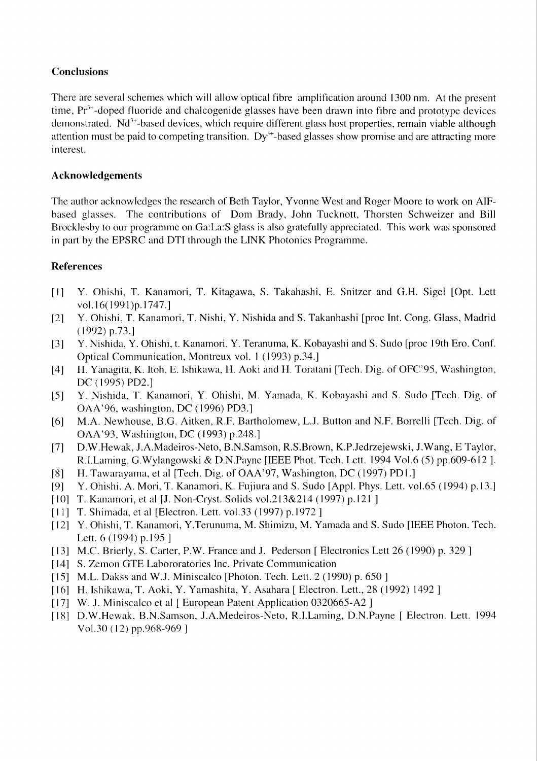## Conclusions

There are several schemes which will allow optical fibre amplification around 1300 nm. At the present time, $Pr^{3+}$-doped fluoride and chalcogenide glasses have been drawn into fibre and prototype devices demonstrated. $Nd^{3+}$-based devices, which require different glass host properties, remain viable although attention must be paid to competing transition. $Dy^{3+}$-based glasses show promise and are attracting more interest.

## Acknowledgements

The author acknowledges the research of Beth Taylor, Yvonne West and Roger Moore to work on AlF-based glasses. The contributions of Dom Brady, John Tucknott, Thorsten Schweizer and Bill Brocklesby to our programme on Ga:La:S glass is also gratefully appreciated. This work was sponsored in part by the EPSRC and DTI through the LINK Photonics Programme.

## References

[1] Y. Ohishi, T. Kanamori, T. Kitagawa, S. Takahashi, E. Snitzer and G.H. Sigel [Opt. Lett vol.16(1991)p.1747.]

[2] Y. Ohishi, T. Kanamori, T. Nishi, Y. Nishida and S. Takanhashi [proc Int. Cong. Glass, Madrid (1992) p.73.]

[3] Y. Nishida, Y. Ohishi, t. Kanamori, Y. Teranuma, K. Kobayashi and S. Sudo [proc 19th Ero. Conf. Optical Communication, Montreux vol. 1 (1993) p.34.]

[4] H. Yanagita, K. Itoh, E. Ishikawa, H. Aoki and H. Toratani [Tech. Dig. of OFC'95, Washington, DC (1995) PD2.]

[5] Y. Nishida, T. Kanamori, Y. Ohishi, M. Yamada, K. Kobayashi and S. Sudo [Tech. Dig. of OAA'96, washington, DC (1996) PD3.]

[6] M.A. Newhouse, B.G. Aitken, R.F. Bartholomew, L.J. Button and N.F. Borrelli [Tech. Dig. of OAA'93, Washington, DC (1993) p.248.]

[7] D.W.Hewak, J.A.Madeiros-Neto, B.N.Samson, R.S.Brown, K.P.Jedrzejewski, J.Wang, E Taylor, R.I.Laming, G.Wylangowski & D.N.Payne [IEEE Phot. Tech. Lett. 1994 Vol.6 (5) pp.609-612 ].

[8] H. Tawarayama, et al [Tech. Dig. of OAA'97, Washington, DC (1997) PD1.]

[9] Y. Ohishi, A. Mori, T. Kanamori, K. Fujiura and S. Sudo [Appl. Phys. Lett. vol.65 (1994) p.13.]

[10] T. Kanamori, et al [J. Non-Cryst. Solids vol.213&214 (1997) p.121 ]

[11] T. Shimada, et al [Electron. Lett. vol.33 (1997) p.1972 ]

[12] Y. Ohishi, T. Kanamori, Y.Terunuma, M. Shimizu, M. Yamada and S. Sudo [IEEE Photon. Tech. Lett. 6 (1994) p.195 ]

[13] M.C. Brierly, S. Carter, P.W. France and J. Pederson [ Electronics Lett 26 (1990) p. 329 ]

[14] S. Zemon GTE Labororatories Inc. Private Communication

[15] M.L. Dakss and W.J. Miniscalco [Photon. Tech. Lett. 2 (1990) p. 650 ]

[16] H. Ishikawa, T. Aoki, Y. Yamashita, Y. Asahara [ Electron. Lett., 28 (1992) 1492 ]

[17] W. J. Miniscalco et al [ European Patent Application 0320665-A2 ]

[18] D.W.Hewak, B.N.Samson, J.A.Medeiros-Neto, R.I.Laming, D.N.Payne [ Electron. Lett. 1994 Vol.30 (12) pp.968-969 ]